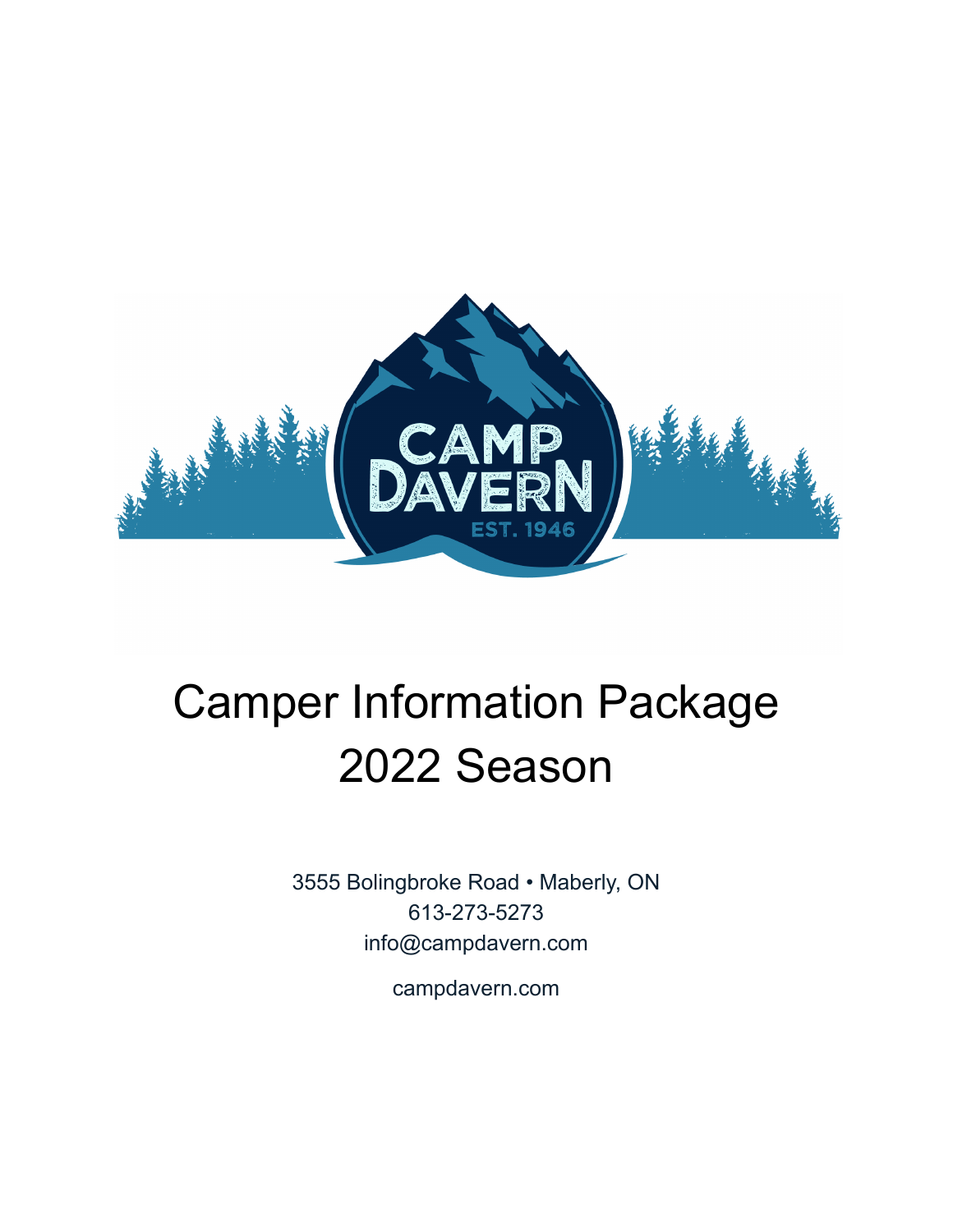# Camper Information Package
# 2022 Season

3555 Bolingbroke Road • Maberly, ON

613-273-5273

info@campdavern.com

campdavern.com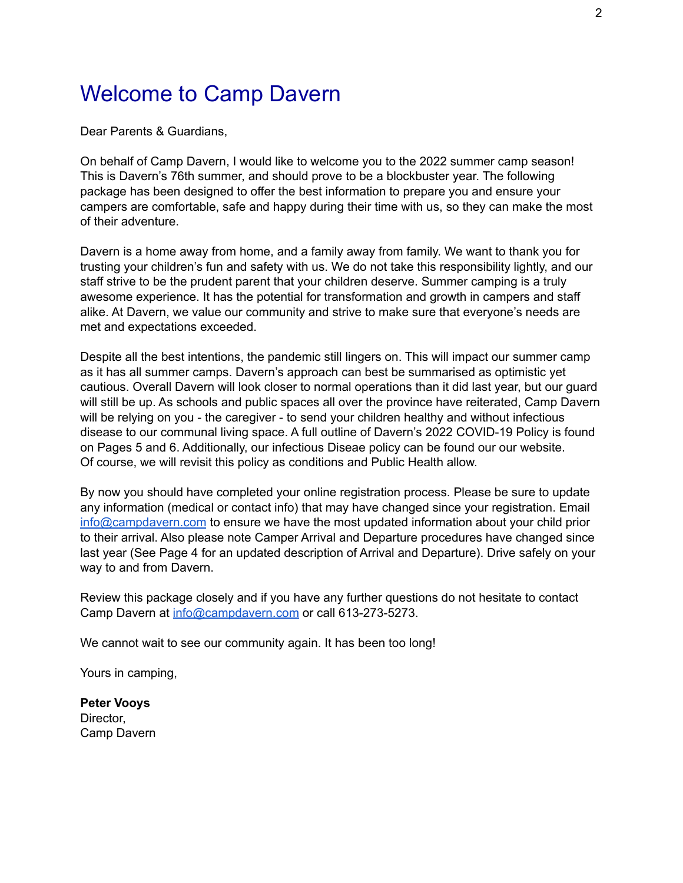# Welcome to Camp Davern

Dear Parents & Guardians,

On behalf of Camp Davern, I would like to welcome you to the 2022 summer camp season! This is Davern's 76th summer, and should prove to be a blockbuster year. The following package has been designed to offer the best information to prepare you and ensure your campers are comfortable, safe and happy during their time with us, so they can make the most of their adventure.

Davern is a home away from home, and a family away from family. We want to thank you for trusting your children's fun and safety with us. We do not take this responsibility lightly, and our staff strive to be the prudent parent that your children deserve. Summer camping is a truly awesome experience. It has the potential for transformation and growth in campers and staff alike. At Davern, we value our community and strive to make sure that everyone's needs are met and expectations exceeded.

Despite all the best intentions, the pandemic still lingers on. This will impact our summer camp as it has all summer camps. Davern's approach can best be summarised as optimistic yet cautious. Overall Davern will look closer to normal operations than it did last year, but our guard will still be up. As schools and public spaces all over the province have reiterated, Camp Davern will be relying on you - the caregiver - to send your children healthy and without infectious disease to our communal living space. A full outline of Davern's 2022 COVID-19 Policy is found on Pages 5 and 6. Additionally, our infectious Diseae policy can be found our our website. Of course, we will revisit this policy as conditions and Public Health allow.

By now you should have completed your online registration process. Please be sure to update any information (medical or contact info) that may have changed since your registration. Email info@campdavern.com to ensure we have the most updated information about your child prior to their arrival. Also please note Camper Arrival and Departure procedures have changed since last year (See Page 4 for an updated description of Arrival and Departure). Drive safely on your way to and from Davern.

Review this package closely and if you have any further questions do not hesitate to contact Camp Davern at info@campdavern.com or call 613-273-5273.

We cannot wait to see our community again. It has been too long!

Yours in camping,

**Peter Vooys**
Director,
Camp Davern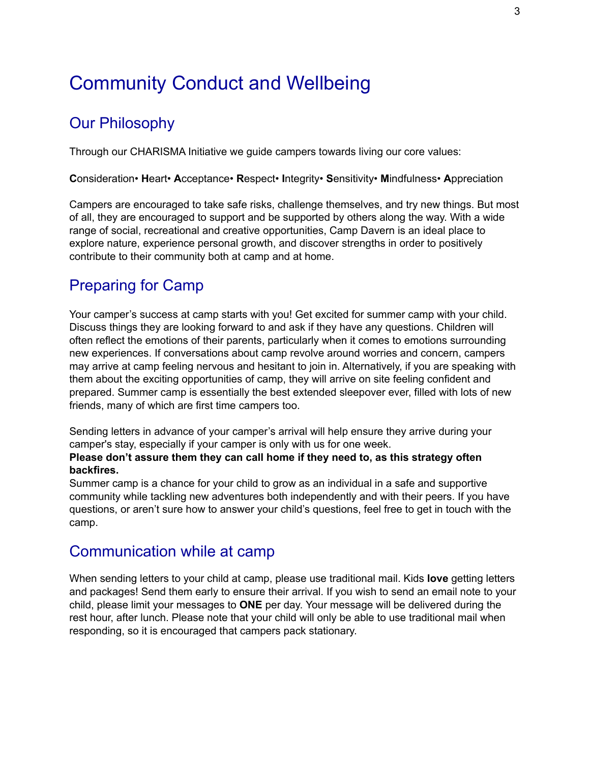# Community Conduct and Wellbeing

## Our Philosophy

Through our CHARISMA Initiative we guide campers towards living our core values:

**C**onsideration• **H**eart• **A**cceptance• **R**espect• **I**ntegrity• **S**ensitivity• **M**indfulness• **A**ppreciation

Campers are encouraged to take safe risks, challenge themselves, and try new things. But most of all, they are encouraged to support and be supported by others along the way. With a wide range of social, recreational and creative opportunities, Camp Davern is an ideal place to explore nature, experience personal growth, and discover strengths in order to positively contribute to their community both at camp and at home.

## Preparing for Camp

Your camper's success at camp starts with you! Get excited for summer camp with your child. Discuss things they are looking forward to and ask if they have any questions. Children will often reflect the emotions of their parents, particularly when it comes to emotions surrounding new experiences. If conversations about camp revolve around worries and concern, campers may arrive at camp feeling nervous and hesitant to join in. Alternatively, if you are speaking with them about the exciting opportunities of camp, they will arrive on site feeling confident and prepared. Summer camp is essentially the best extended sleepover ever, filled with lots of new friends, many of which are first time campers too.

Sending letters in advance of your camper's arrival will help ensure they arrive during your camper's stay, especially if your camper is only with us for one week.
**Please don't assure them they can call home if they need to, as this strategy often backfires.**
Summer camp is a chance for your child to grow as an individual in a safe and supportive community while tackling new adventures both independently and with their peers. If you have questions, or aren't sure how to answer your child's questions, feel free to get in touch with the camp.

## Communication while at camp

When sending letters to your child at camp, please use traditional mail. Kids **love** getting letters and packages! Send them early to ensure their arrival. If you wish to send an email note to your child, please limit your messages to **ONE** per day. Your message will be delivered during the rest hour, after lunch. Please note that your child will only be able to use traditional mail when responding, so it is encouraged that campers pack stationary.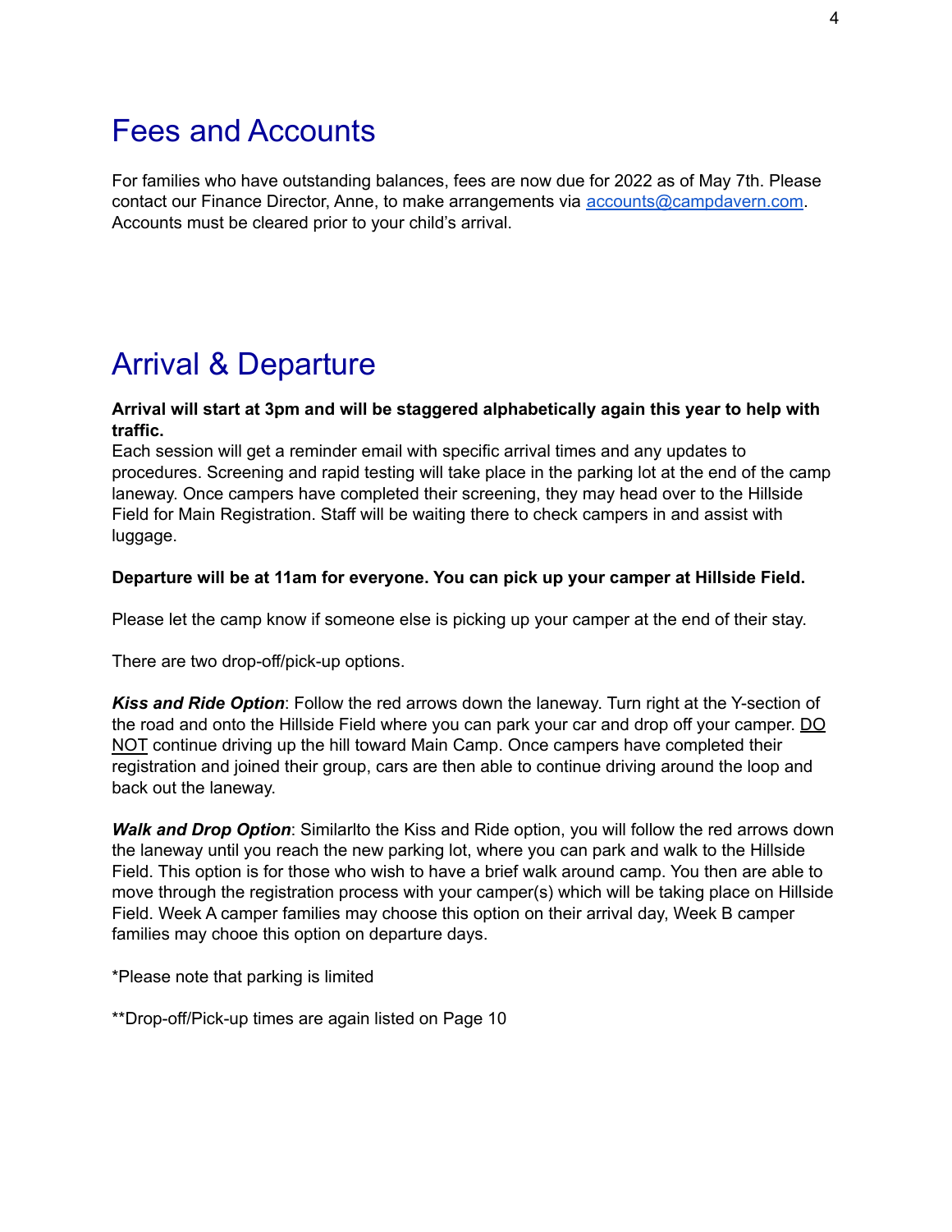# Fees and Accounts

For families who have outstanding balances, fees are now due for 2022 as of May 7th. Please contact our Finance Director, Anne, to make arrangements via [accounts@campdavern.com](mailto:accounts@campdavern.com). Accounts must be cleared prior to your child's arrival.

# Arrival & Departure

**Arrival will start at 3pm and will be staggered alphabetically again this year to help with traffic.**

Each session will get a reminder email with specific arrival times and any updates to procedures. Screening and rapid testing will take place in the parking lot at the end of the camp laneway. Once campers have completed their screening, they may head over to the Hillside Field for Main Registration. Staff will be waiting there to check campers in and assist with luggage.

**Departure will be at 11am for everyone. You can pick up your camper at Hillside Field.**

Please let the camp know if someone else is picking up your camper at the end of their stay.

There are two drop-off/pick-up options.

***Kiss and Ride Option***: Follow the red arrows down the laneway. Turn right at the Y-section of the road and onto the Hillside Field where you can park your car and drop off your camper. <u>DO NOT</u> continue driving up the hill toward Main Camp. Once campers have completed their registration and joined their group, cars are then able to continue driving around the loop and back out the laneway.

***Walk and Drop Option***: Similarlto the Kiss and Ride option, you will follow the red arrows down the laneway until you reach the new parking lot, where you can park and walk to the Hillside Field. This option is for those who wish to have a brief walk around camp. You then are able to move through the registration process with your camper(s) which will be taking place on Hillside Field. Week A camper families may choose this option on their arrival day, Week B camper families may chooe this option on departure days.

*Please note that parking is limited

**Drop-off/Pick-up times are again listed on Page 10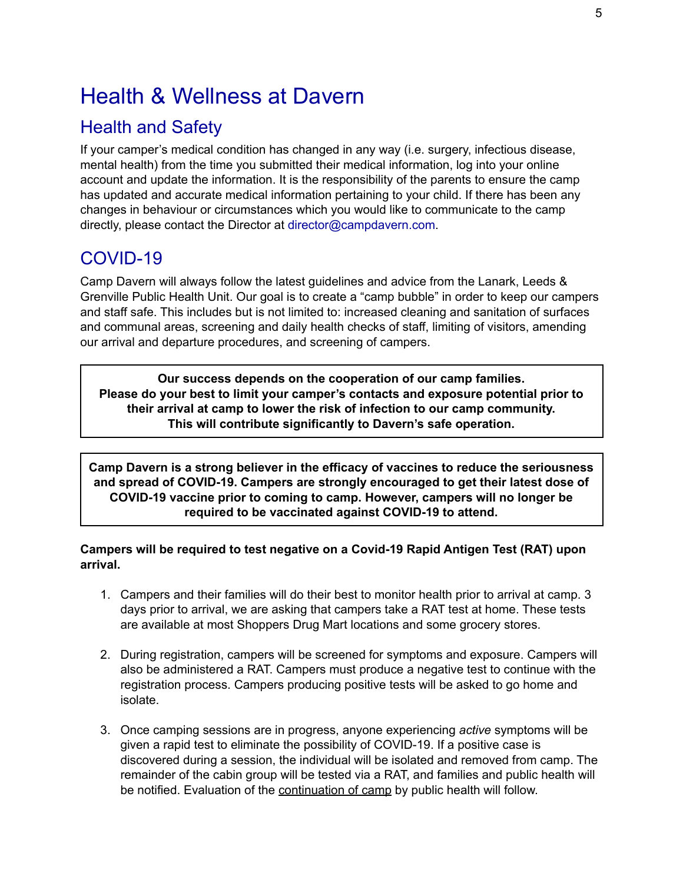# Health & Wellness at Davern

## Health and Safety

If your camper's medical condition has changed in any way (i.e. surgery, infectious disease, mental health) from the time you submitted their medical information, log into your online account and update the information. It is the responsibility of the parents to ensure the camp has updated and accurate medical information pertaining to your child. If there has been any changes in behaviour or circumstances which you would like to communicate to the camp directly, please contact the Director at director@campdavern.com.

## COVID-19

Camp Davern will always follow the latest guidelines and advice from the Lanark, Leeds & Grenville Public Health Unit. Our goal is to create a "camp bubble" in order to keep our campers and staff safe. This includes but is not limited to: increased cleaning and sanitation of surfaces and communal areas, screening and daily health checks of staff, limiting of visitors, amending our arrival and departure procedures, and screening of campers.

**Our success depends on the cooperation of our camp families.**
**Please do your best to limit your camper's contacts and exposure potential prior to their arrival at camp to lower the risk of infection to our camp community.**
**This will contribute significantly to Davern's safe operation.**

**Camp Davern is a strong believer in the efficacy of vaccines to reduce the seriousness and spread of COVID-19. Campers are strongly encouraged to get their latest dose of COVID-19 vaccine prior to coming to camp. However, campers will no longer be required to be vaccinated against COVID-19 to attend.**

**Campers will be required to test negative on a Covid-19 Rapid Antigen Test (RAT) upon arrival.**

1. Campers and their families will do their best to monitor health prior to arrival at camp. 3 days prior to arrival, we are asking that campers take a RAT test at home. These tests are available at most Shoppers Drug Mart locations and some grocery stores.

2. During registration, campers will be screened for symptoms and exposure. Campers will also be administered a RAT. Campers must produce a negative test to continue with the registration process. Campers producing positive tests will be asked to go home and isolate.

3. Once camping sessions are in progress, anyone experiencing *active* symptoms will be given a rapid test to eliminate the possibility of COVID-19. If a positive case is discovered during a session, the individual will be isolated and removed from camp. The remainder of the cabin group will be tested via a RAT, and families and public health will be notified. Evaluation of the continuation of camp by public health will follow.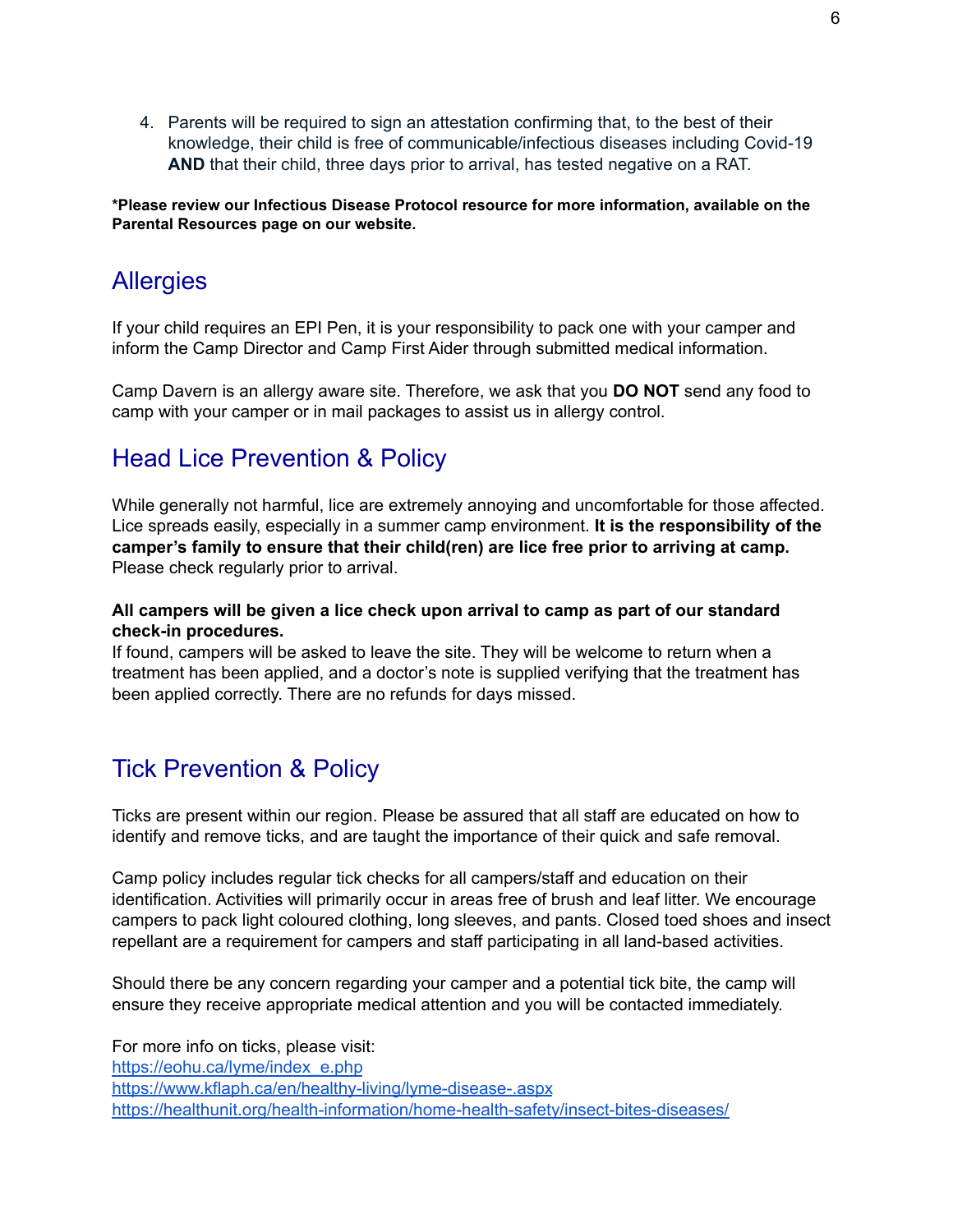4. Parents will be required to sign an attestation confirming that, to the best of their knowledge, their child is free of communicable/infectious diseases including Covid-19 **AND** that their child, three days prior to arrival, has tested negative on a RAT.

**\*Please review our Infectious Disease Protocol resource for more information, available on the Parental Resources page on our website.**

## Allergies

If your child requires an EPI Pen, it is your responsibility to pack one with your camper and inform the Camp Director and Camp First Aider through submitted medical information.

Camp Davern is an allergy aware site. Therefore, we ask that you **DO NOT** send any food to camp with your camper or in mail packages to assist us in allergy control.

## Head Lice Prevention & Policy

While generally not harmful, lice are extremely annoying and uncomfortable for those affected. Lice spreads easily, especially in a summer camp environment. **It is the responsibility of the camper's family to ensure that their child(ren) are lice free prior to arriving at camp.** Please check regularly prior to arrival.

**All campers will be given a lice check upon arrival to camp as part of our standard check-in procedures.**
If found, campers will be asked to leave the site. They will be welcome to return when a treatment has been applied, and a doctor's note is supplied verifying that the treatment has been applied correctly. There are no refunds for days missed.

## Tick Prevention & Policy

Ticks are present within our region. Please be assured that all staff are educated on how to identify and remove ticks, and are taught the importance of their quick and safe removal.

Camp policy includes regular tick checks for all campers/staff and education on their identification. Activities will primarily occur in areas free of brush and leaf litter. We encourage campers to pack light coloured clothing, long sleeves, and pants. Closed toed shoes and insect repellant are a requirement for campers and staff participating in all land-based activities.

Should there be any concern regarding your camper and a potential tick bite, the camp will ensure they receive appropriate medical attention and you will be contacted immediately.

For more info on ticks, please visit:
[https://eohu.ca/lyme/index_e.php](https://eohu.ca/lyme/index_e.php)
[https://www.kflaph.ca/en/healthy-living/lyme-disease-.aspx](https://www.kflaph.ca/en/healthy-living/lyme-disease-.aspx)
[https://healthunit.org/health-information/home-health-safety/insect-bites-diseases/](https://healthunit.org/health-information/home-health-safety/insect-bites-diseases/)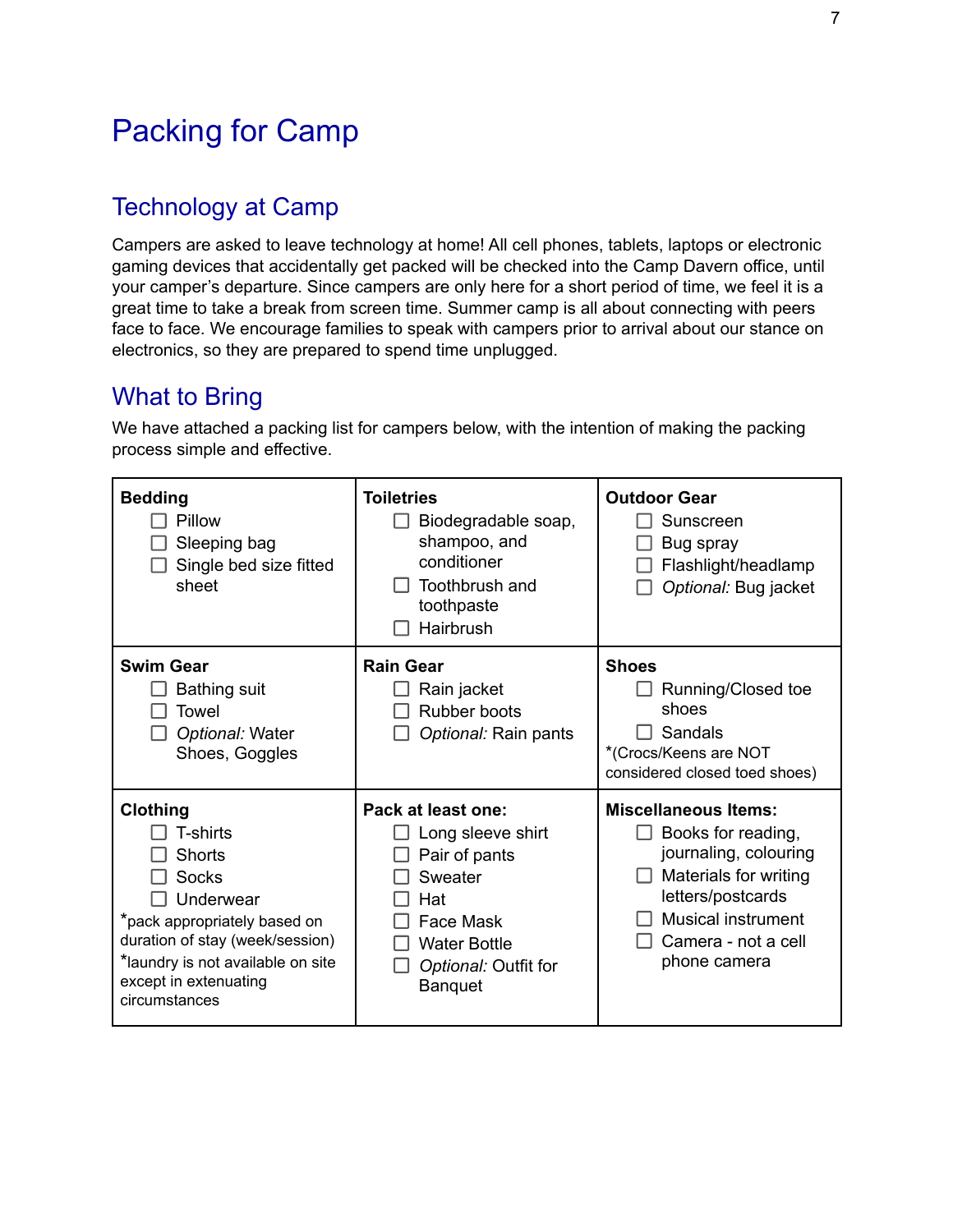# Packing for Camp

## Technology at Camp

Campers are asked to leave technology at home! All cell phones, tablets, laptops or electronic gaming devices that accidentally get packed will be checked into the Camp Davern office, until your camper's departure. Since campers are only here for a short period of time, we feel it is a great time to take a break from screen time. Summer camp is all about connecting with peers face to face. We encourage families to speak with campers prior to arrival about our stance on electronics, so they are prepared to spend time unplugged.

## What to Bring

We have attached a packing list for campers below, with the intention of making the packing process simple and effective.

| **Bedding** | **Toiletries** | **Outdoor Gear** |
|---|---|---|
| ☐ Pillow<br>☐ Sleeping bag<br>☐ Single bed size fitted sheet | ☐ Biodegradable soap, shampoo, and conditioner<br>☐ Toothbrush and toothpaste<br>☐ Hairbrush | ☐ Sunscreen<br>☐ Bug spray<br>☐ Flashlight/headlamp<br>☐ *Optional:* Bug jacket |
| **Swim Gear**<br>☐ Bathing suit<br>☐ Towel<br>☐ *Optional:* Water Shoes, Goggles | **Rain Gear**<br>☐ Rain jacket<br>☐ Rubber boots<br>☐ *Optional:* Rain pants | **Shoes**<br>☐ Running/Closed toe shoes<br>☐ Sandals<br>*(Crocs/Keens are NOT considered closed toed shoes) |
| **Clothing**<br>☐ T-shirts<br>☐ Shorts<br>☐ Socks<br>☐ Underwear<br>*pack appropriately based on duration of stay (week/session)<br>*laundry is not available on site except in extenuating circumstances | **Pack at least one:**<br>☐ Long sleeve shirt<br>☐ Pair of pants<br>☐ Sweater<br>☐ Hat<br>☐ Face Mask<br>☐ Water Bottle<br>☐ *Optional:* Outfit for Banquet | **Miscellaneous Items:**<br>☐ Books for reading, journaling, colouring<br>☐ Materials for writing letters/postcards<br>☐ Musical instrument<br>☐ Camera - not a cell phone camera |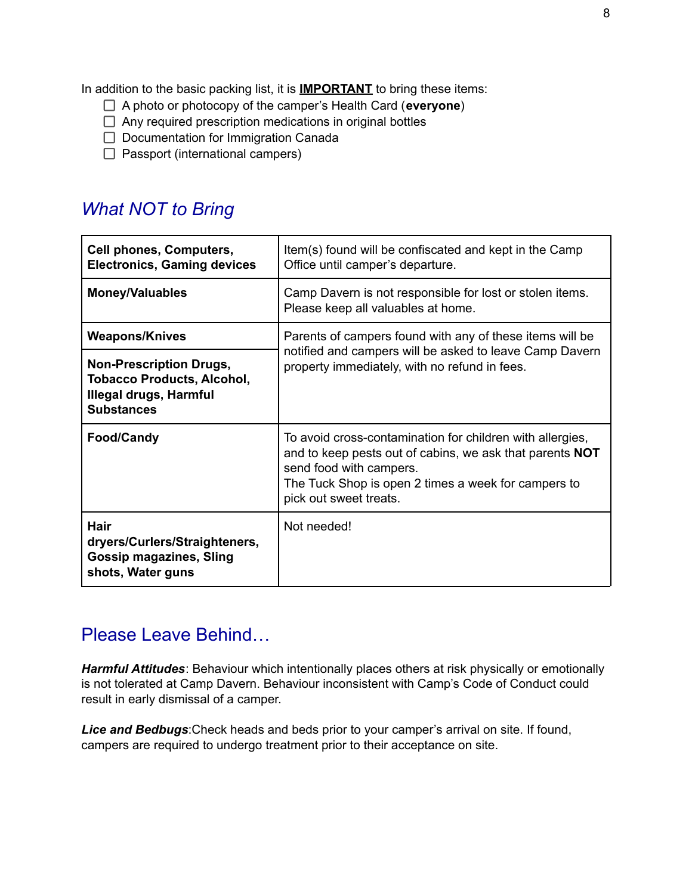In addition to the basic packing list, it is **IMPORTANT** to bring these items:

- [ ] A photo or photocopy of the camper's Health Card (**everyone**)
- [ ] Any required prescription medications in original bottles
- [ ] Documentation for Immigration Canada
- [ ] Passport (international campers)

## *What NOT to Bring*

| | |
|---|---|
| **Cell phones, Computers, Electronics, Gaming devices** | Item(s) found will be confiscated and kept in the Camp Office until camper's departure. |
| **Money/Valuables** | Camp Davern is not responsible for lost or stolen items. Please keep all valuables at home. |
| **Weapons/Knives** | Parents of campers found with any of these items will be notified and campers will be asked to leave Camp Davern property immediately, with no refund in fees. |
| **Non-Prescription Drugs, Tobacco Products, Alcohol, Illegal drugs, Harmful Substances** | |
| **Food/Candy** | To avoid cross-contamination for children with allergies, and to keep pests out of cabins, we ask that parents **NOT** send food with campers. The Tuck Shop is open 2 times a week for campers to pick out sweet treats. |
| **Hair dryers/Curlers/Straighteners, Gossip magazines, Sling shots, Water guns** | Not needed! |

## Please Leave Behind…

***Harmful Attitudes***: Behaviour which intentionally places others at risk physically or emotionally is not tolerated at Camp Davern. Behaviour inconsistent with Camp's Code of Conduct could result in early dismissal of a camper.

***Lice and Bedbugs***:Check heads and beds prior to your camper's arrival on site. If found, campers are required to undergo treatment prior to their acceptance on site.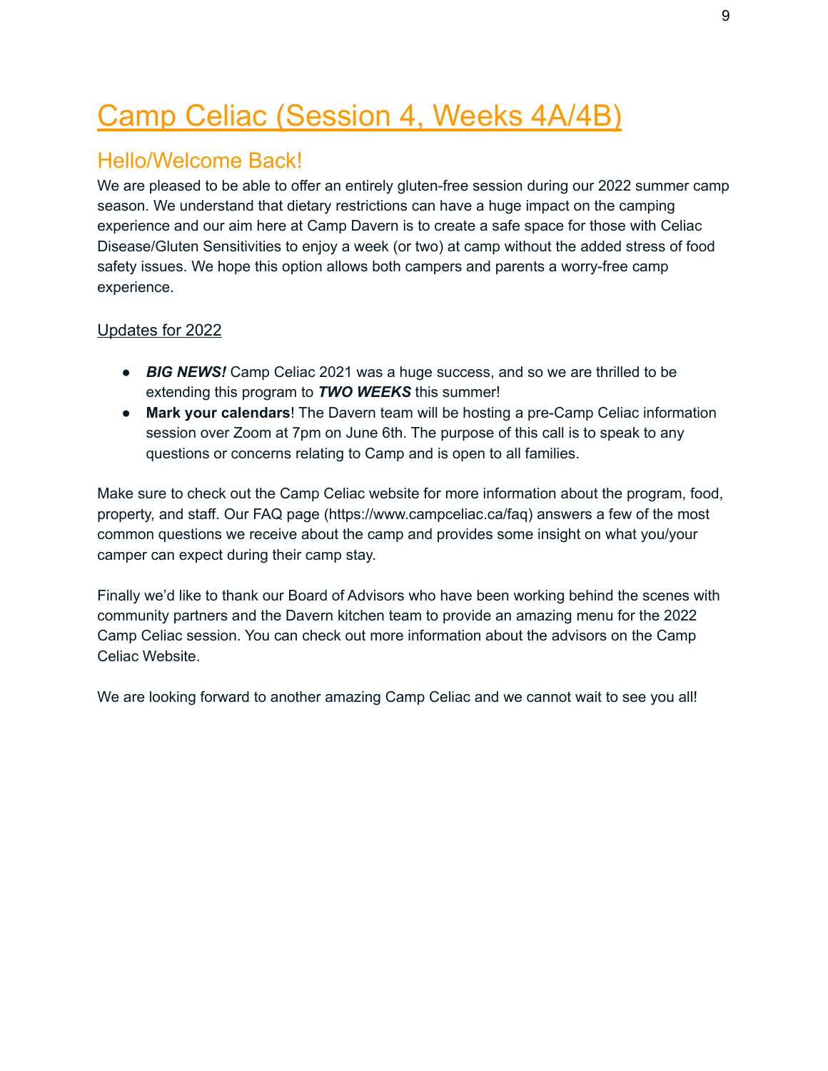# Camp Celiac (Session 4, Weeks 4A/4B)

## Hello/Welcome Back!

We are pleased to be able to offer an entirely gluten-free session during our 2022 summer camp season. We understand that dietary restrictions can have a huge impact on the camping experience and our aim here at Camp Davern is to create a safe space for those with Celiac Disease/Gluten Sensitivities to enjoy a week (or two) at camp without the added stress of food safety issues. We hope this option allows both campers and parents a worry-free camp experience.

Updates for 2022

- ***BIG NEWS!*** Camp Celiac 2021 was a huge success, and so we are thrilled to be extending this program to ***TWO WEEKS*** this summer!
- **Mark your calendars**! The Davern team will be hosting a pre-Camp Celiac information session over Zoom at 7pm on June 6th. The purpose of this call is to speak to any questions or concerns relating to Camp and is open to all families.

Make sure to check out the Camp Celiac website for more information about the program, food, property, and staff. Our FAQ page (https://www.campceliac.ca/faq) answers a few of the most common questions we receive about the camp and provides some insight on what you/your camper can expect during their camp stay.

Finally we'd like to thank our Board of Advisors who have been working behind the scenes with community partners and the Davern kitchen team to provide an amazing menu for the 2022 Camp Celiac session. You can check out more information about the advisors on the Camp Celiac Website.

We are looking forward to another amazing Camp Celiac and we cannot wait to see you all!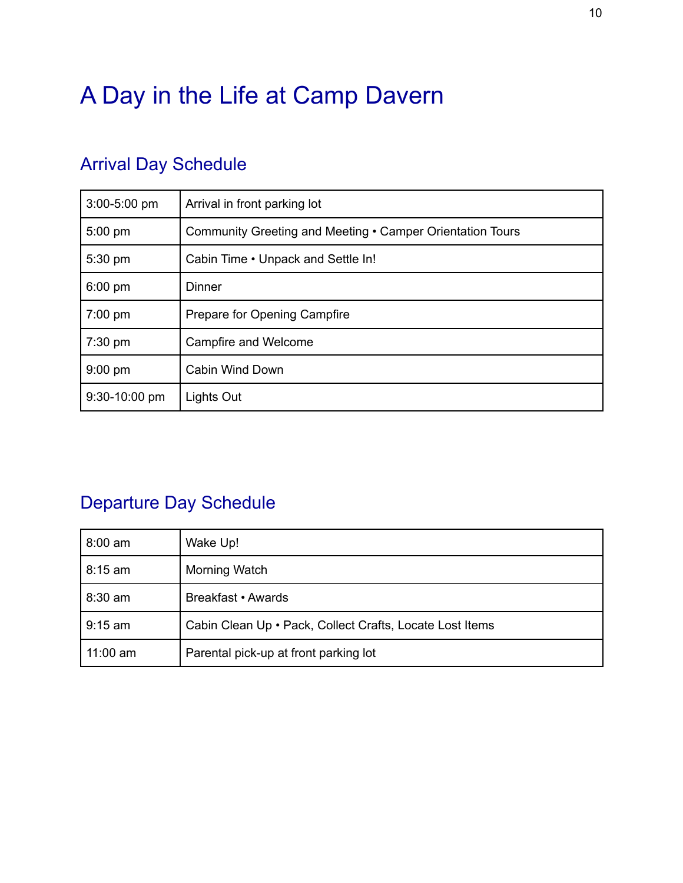# A Day in the Life at Camp Davern

## Arrival Day Schedule

| | |
|---|---|
| 3:00-5:00 pm | Arrival in front parking lot |
| 5:00 pm | Community Greeting and Meeting • Camper Orientation Tours |
| 5:30 pm | Cabin Time • Unpack and Settle In! |
| 6:00 pm | Dinner |
| 7:00 pm | Prepare for Opening Campfire |
| 7:30 pm | Campfire and Welcome |
| 9:00 pm | Cabin Wind Down |
| 9:30-10:00 pm | Lights Out |

## Departure Day Schedule

| | |
|---|---|
| 8:00 am | Wake Up! |
| 8:15 am | Morning Watch |
| 8:30 am | Breakfast • Awards |
| 9:15 am | Cabin Clean Up • Pack, Collect Crafts, Locate Lost Items |
| 11:00 am | Parental pick-up at front parking lot |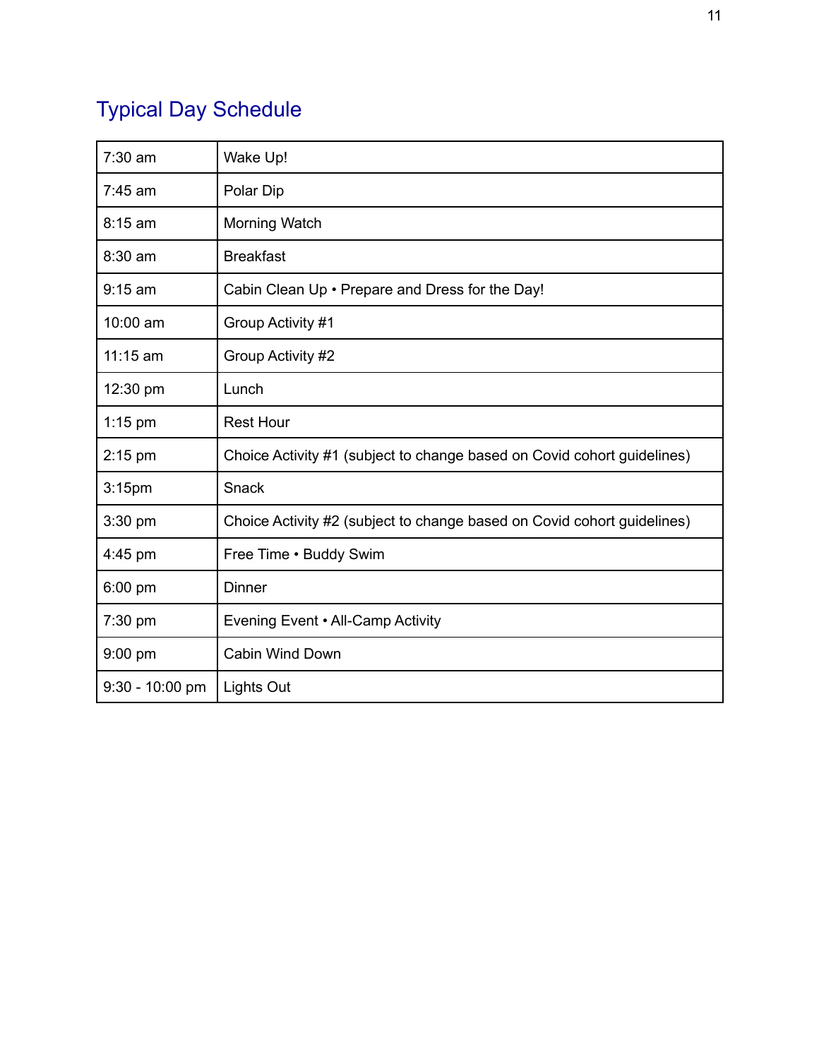## Typical Day Schedule

| | |
|---|---|
| 7:30 am | Wake Up! |
| 7:45 am | Polar Dip |
| 8:15 am | Morning Watch |
| 8:30 am | Breakfast |
| 9:15 am | Cabin Clean Up • Prepare and Dress for the Day! |
| 10:00 am | Group Activity #1 |
| 11:15 am | Group Activity #2 |
| 12:30 pm | Lunch |
| 1:15 pm | Rest Hour |
| 2:15 pm | Choice Activity #1 (subject to change based on Covid cohort guidelines) |
| 3:15pm | Snack |
| 3:30 pm | Choice Activity #2 (subject to change based on Covid cohort guidelines) |
| 4:45 pm | Free Time • Buddy Swim |
| 6:00 pm | Dinner |
| 7:30 pm | Evening Event • All-Camp Activity |
| 9:00 pm | Cabin Wind Down |
| 9:30 - 10:00 pm | Lights Out |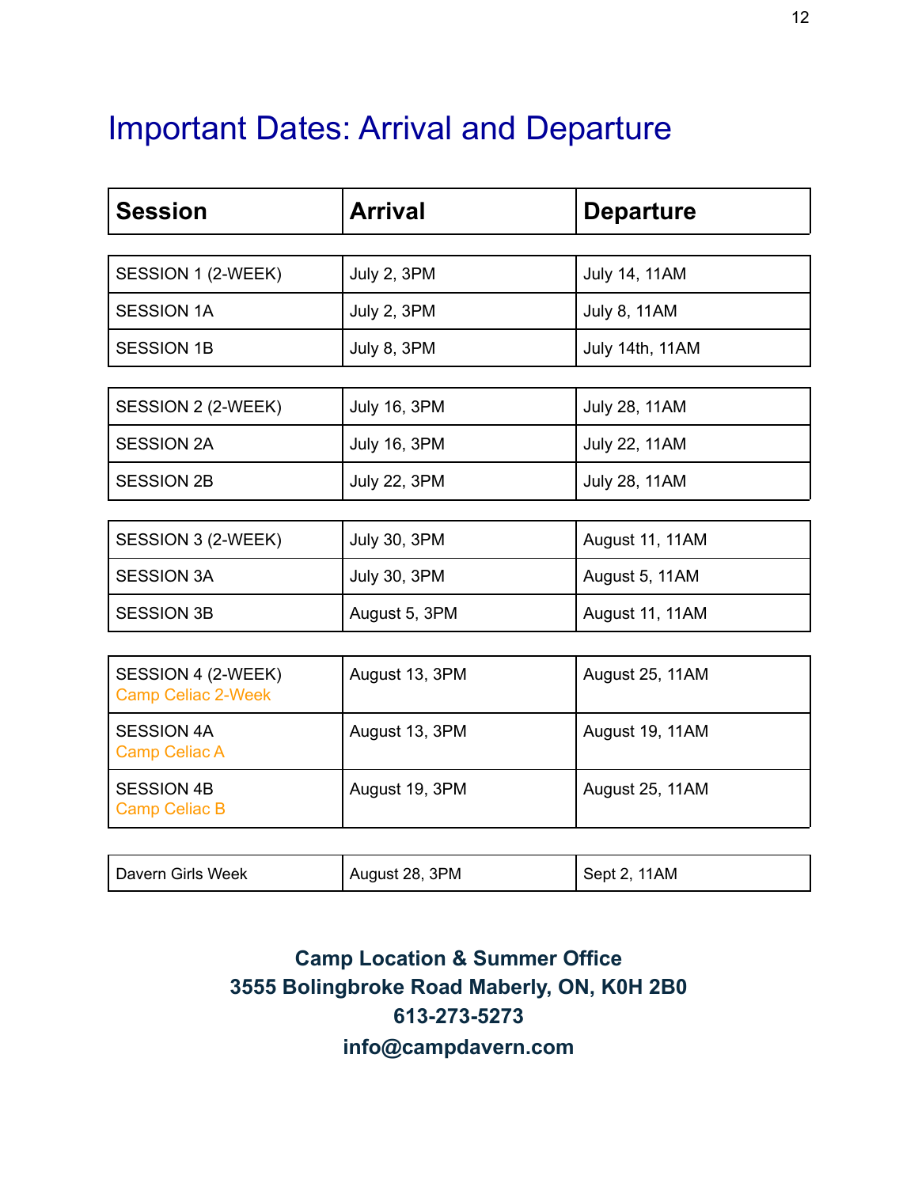# Important Dates: Arrival and Departure

| Session | Arrival | Departure |
|---|---|---|
| SESSION 1 (2-WEEK) | July 2, 3PM | July 14, 11AM |
| SESSION 1A | July 2, 3PM | July 8, 11AM |
| SESSION 1B | July 8, 3PM | July 14th, 11AM |
| SESSION 2 (2-WEEK) | July 16, 3PM | July 28, 11AM |
| SESSION 2A | July 16, 3PM | July 22, 11AM |
| SESSION 2B | July 22, 3PM | July 28, 11AM |
| SESSION 3 (2-WEEK) | July 30, 3PM | August 11, 11AM |
| SESSION 3A | July 30, 3PM | August 5, 11AM |
| SESSION 3B | August 5, 3PM | August 11, 11AM |
| SESSION 4 (2-WEEK) Camp Celiac 2-Week | August 13, 3PM | August 25, 11AM |
| SESSION 4A Camp Celiac A | August 13, 3PM | August 19, 11AM |
| SESSION 4B Camp Celiac B | August 19, 3PM | August 25, 11AM |
| Davern Girls Week | August 28, 3PM | Sept 2, 11AM |

**Camp Location & Summer Office**
**3555 Bolingbroke Road Maberly, ON, K0H 2B0**
**613-273-5273**
**info@campdavern.com**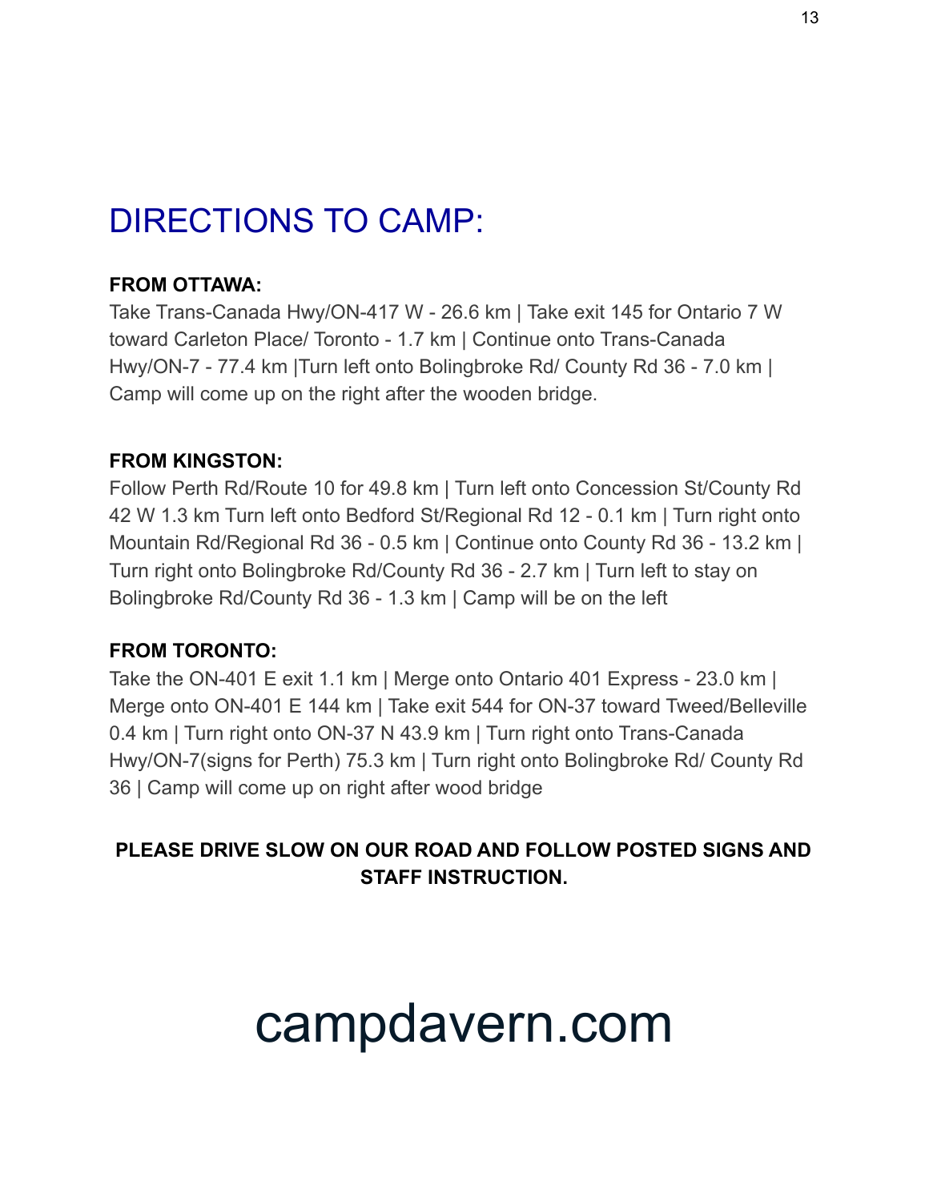# DIRECTIONS TO CAMP:

**FROM OTTAWA:**

Take Trans-Canada Hwy/ON-417 W - 26.6 km | Take exit 145 for Ontario 7 W toward Carleton Place/ Toronto - 1.7 km | Continue onto Trans-Canada Hwy/ON-7 - 77.4 km |Turn left onto Bolingbroke Rd/ County Rd 36 - 7.0 km | Camp will come up on the right after the wooden bridge.

**FROM KINGSTON:**

Follow Perth Rd/Route 10 for 49.8 km | Turn left onto Concession St/County Rd 42 W 1.3 km Turn left onto Bedford St/Regional Rd 12 - 0.1 km | Turn right onto Mountain Rd/Regional Rd 36 - 0.5 km | Continue onto County Rd 36 - 13.2 km | Turn right onto Bolingbroke Rd/County Rd 36 - 2.7 km | Turn left to stay on Bolingbroke Rd/County Rd 36 - 1.3 km | Camp will be on the left

**FROM TORONTO:**

Take the ON-401 E exit 1.1 km | Merge onto Ontario 401 Express - 23.0 km | Merge onto ON-401 E 144 km | Take exit 544 for ON-37 toward Tweed/Belleville 0.4 km | Turn right onto ON-37 N 43.9 km | Turn right onto Trans-Canada Hwy/ON-7(signs for Perth) 75.3 km | Turn right onto Bolingbroke Rd/ County Rd 36 | Camp will come up on right after wood bridge

**PLEASE DRIVE SLOW ON OUR ROAD AND FOLLOW POSTED SIGNS AND STAFF INSTRUCTION.**

# campdavern.com